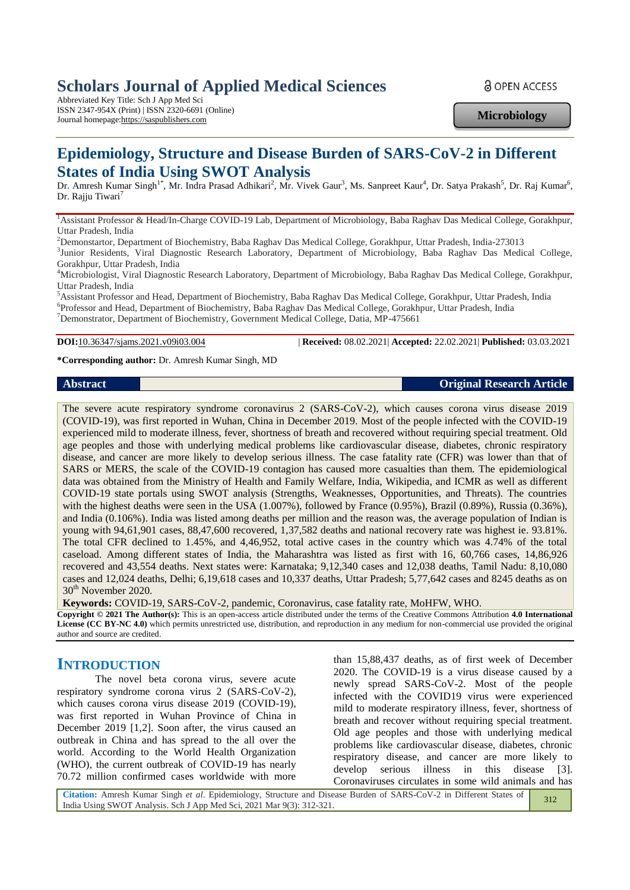# Scholars Journal of Applied Medical Sciences

Abbreviated Key Title: Sch J App Med Sci
ISSN 2347-954X (Print) | ISSN 2320-6691 (Online)
Journal homepage: https://saspublishers.com

OPEN ACCESS

**Microbiology**

# Epidemiology, Structure and Disease Burden of SARS-CoV-2 in Different States of India Using SWOT Analysis

Dr. Amresh Kumar Singh[1*], Mr. Indra Prasad Adhikari[2], Mr. Vivek Gaur[3], Ms. Sanpreet Kaur[4], Dr. Satya Prakash[5], Dr. Raj Kumar[6], Dr. Rajju Tiwari[7]

[1]Assistant Professor & Head/In-Charge COVID-19 Lab, Department of Microbiology, Baba Raghav Das Medical College, Gorakhpur, Uttar Pradesh, India

[2]Demonstartor, Department of Biochemistry, Baba Raghav Das Medical College, Gorakhpur, Uttar Pradesh, India-273013

[3]Junior Residents, Viral Diagnostic Research Laboratory, Department of Microbiology, Baba Raghav Das Medical College, Gorakhpur, Uttar Pradesh, India

[4]Microbiologist, Viral Diagnostic Research Laboratory, Department of Microbiology, Baba Raghav Das Medical College, Gorakhpur, Uttar Pradesh, India

[5]Assistant Professor and Head, Department of Biochemistry, Baba Raghav Das Medical College, Gorakhpur, Uttar Pradesh, India

[6]Professor and Head, Department of Biochemistry, Baba Raghav Das Medical College, Gorakhpur, Uttar Pradesh, India

[7]Demonstrator, Department of Biochemistry, Government Medical College, Datia, MP-475661

**DOI:** 10.36347/sjams.2021.v09i03.004 | **Received:** 08.02.2021| **Accepted:** 22.02.2021| **Published:** 03.03.2021

**\*Corresponding author:** Dr. Amresh Kumar Singh, MD

**Abstract** **Original Research Article**

The severe acute respiratory syndrome coronavirus 2 (SARS-CoV-2), which causes corona virus disease 2019 (COVID-19), was first reported in Wuhan, China in December 2019. Most of the people infected with the COVID-19 experienced mild to moderate illness, fever, shortness of breath and recovered without requiring special treatment. Old age peoples and those with underlying medical problems like cardiovascular disease, diabetes, chronic respiratory disease, and cancer are more likely to develop serious illness. The case fatality rate (CFR) was lower than that of SARS or MERS, the scale of the COVID-19 contagion has caused more casualties than them. The epidemiological data was obtained from the Ministry of Health and Family Welfare, India, Wikipedia, and ICMR as well as different COVID-19 state portals using SWOT analysis (Strengths, Weaknesses, Opportunities, and Threats). The countries with the highest deaths were seen in the USA (1.007%), followed by France (0.95%), Brazil (0.89%), Russia (0.36%), and India (0.106%). India was listed among deaths per million and the reason was, the average population of Indian is young with 94,61,901 cases, 88,47,600 recovered, 1,37,582 deaths and national recovery rate was highest ie. 93.81%. The total CFR declined to 1.45%, and 4,46,952, total active cases in the country which was 4.74% of the total caseload. Among different states of India, the Maharashtra was listed as first with 16, 60,766 cases, 14,86,926 recovered and 43,554 deaths. Next states were: Karnataka; 9,12,340 cases and 12,038 deaths, Tamil Nadu: 8,10,080 cases and 12,024 deaths, Delhi; 6,19,618 cases and 10,337 deaths, Uttar Pradesh; 5,77,642 cases and 8245 deaths as on 30th November 2020.

**Keywords:** COVID-19, SARS-CoV-2, pandemic, Coronavirus, case fatality rate, MoHFW, WHO.

**Copyright © 2021 The Author(s):** This is an open-access article distributed under the terms of the Creative Commons Attribution **4.0 International License (CC BY-NC 4.0)** which permits unrestricted use, distribution, and reproduction in any medium for non-commercial use provided the original author and source are credited.

## INTRODUCTION

The novel beta corona virus, severe acute respiratory syndrome corona virus 2 (SARS-CoV-2), which causes corona virus disease 2019 (COVID-19), was first reported in Wuhan Province of China in December 2019 [1,2]. Soon after, the virus caused an outbreak in China and has spread to the all over the world. According to the World Health Organization (WHO), the current outbreak of COVID-19 has nearly 70.72 million confirmed cases worldwide with more than 15,88,437 deaths, as of first week of December 2020. The COVID-19 is a virus disease caused by a newly spread SARS-CoV-2. Most of the people infected with the COVID19 virus were experienced mild to moderate respiratory illness, fever, shortness of breath and recover without requiring special treatment. Old age peoples and those with underlying medical problems like cardiovascular disease, diabetes, chronic respiratory disease, and cancer are more likely to develop serious illness in this disease [3]. Coronaviruses circulates in some wild animals and has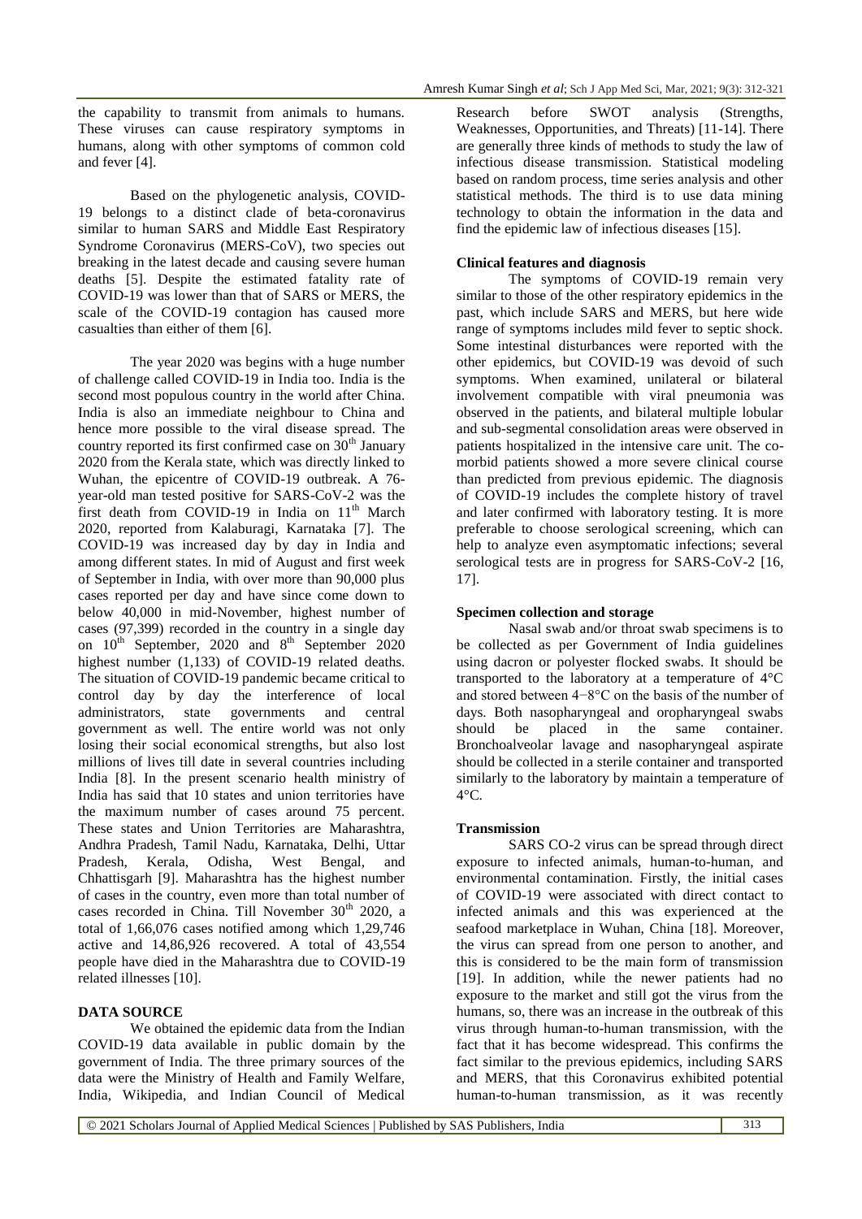the capability to transmit from animals to humans. These viruses can cause respiratory symptoms in humans, along with other symptoms of common cold and fever [4].

Based on the phylogenetic analysis, COVID-19 belongs to a distinct clade of beta-coronavirus similar to human SARS and Middle East Respiratory Syndrome Coronavirus (MERS-CoV), two species out breaking in the latest decade and causing severe human deaths [5]. Despite the estimated fatality rate of COVID-19 was lower than that of SARS or MERS, the scale of the COVID-19 contagion has caused more casualties than either of them [6].

The year 2020 was begins with a huge number of challenge called COVID-19 in India too. India is the second most populous country in the world after China. India is also an immediate neighbour to China and hence more possible to the viral disease spread. The country reported its first confirmed case on 30th January 2020 from the Kerala state, which was directly linked to Wuhan, the epicentre of COVID-19 outbreak. A 76-year-old man tested positive for SARS-CoV-2 was the first death from COVID-19 in India on 11th March 2020, reported from Kalaburagi, Karnataka [7]. The COVID-19 was increased day by day in India and among different states. In mid of August and first week of September in India, with over more than 90,000 plus cases reported per day and have since come down to below 40,000 in mid-November, highest number of cases (97,399) recorded in the country in a single day on 10th September, 2020 and 8th September 2020 highest number (1,133) of COVID-19 related deaths. The situation of COVID-19 pandemic became critical to control day by day the interference of local administrators, state governments and central government as well. The entire world was not only losing their social economical strengths, but also lost millions of lives till date in several countries including India [8]. In the present scenario health ministry of India has said that 10 states and union territories have the maximum number of cases around 75 percent. These states and Union Territories are Maharashtra, Andhra Pradesh, Tamil Nadu, Karnataka, Delhi, Uttar Pradesh, Kerala, Odisha, West Bengal, and Chhattisgarh [9]. Maharashtra has the highest number of cases in the country, even more than total number of cases recorded in China. Till November 30th 2020, a total of 1,66,076 cases notified among which 1,29,746 active and 14,86,926 recovered. A total of 43,554 people have died in the Maharashtra due to COVID-19 related illnesses [10].

## DATA SOURCE

We obtained the epidemic data from the Indian COVID-19 data available in public domain by the government of India. The three primary sources of the data were the Ministry of Health and Family Welfare, India, Wikipedia, and Indian Council of Medical Research before SWOT analysis (Strengths, Weaknesses, Opportunities, and Threats) [11-14]. There are generally three kinds of methods to study the law of infectious disease transmission. Statistical modeling based on random process, time series analysis and other statistical methods. The third is to use data mining technology to obtain the information in the data and find the epidemic law of infectious diseases [15].

### Clinical features and diagnosis

The symptoms of COVID-19 remain very similar to those of the other respiratory epidemics in the past, which include SARS and MERS, but here wide range of symptoms includes mild fever to septic shock. Some intestinal disturbances were reported with the other epidemics, but COVID-19 was devoid of such symptoms. When examined, unilateral or bilateral involvement compatible with viral pneumonia was observed in the patients, and bilateral multiple lobular and sub-segmental consolidation areas were observed in patients hospitalized in the intensive care unit. The co-morbid patients showed a more severe clinical course than predicted from previous epidemic. The diagnosis of COVID-19 includes the complete history of travel and later confirmed with laboratory testing. It is more preferable to choose serological screening, which can help to analyze even asymptomatic infections; several serological tests are in progress for SARS-CoV-2 [16, 17].

### Specimen collection and storage

Nasal swab and/or throat swab specimens is to be collected as per Government of India guidelines using dacron or polyester flocked swabs. It should be transported to the laboratory at a temperature of 4°C and stored between 4−8°C on the basis of the number of days. Both nasopharyngeal and oropharyngeal swabs should be placed in the same container. Bronchoalveolar lavage and nasopharyngeal aspirate should be collected in a sterile container and transported similarly to the laboratory by maintain a temperature of 4°C.

### Transmission

SARS CO-2 virus can be spread through direct exposure to infected animals, human-to-human, and environmental contamination. Firstly, the initial cases of COVID-19 were associated with direct contact to infected animals and this was experienced at the seafood marketplace in Wuhan, China [18]. Moreover, the virus can spread from one person to another, and this is considered to be the main form of transmission [19]. In addition, while the newer patients had no exposure to the market and still got the virus from the humans, so, there was an increase in the outbreak of this virus through human-to-human transmission, with the fact that it has become widespread. This confirms the fact similar to the previous epidemics, including SARS and MERS, that this Coronavirus exhibited potential human-to-human transmission, as it was recently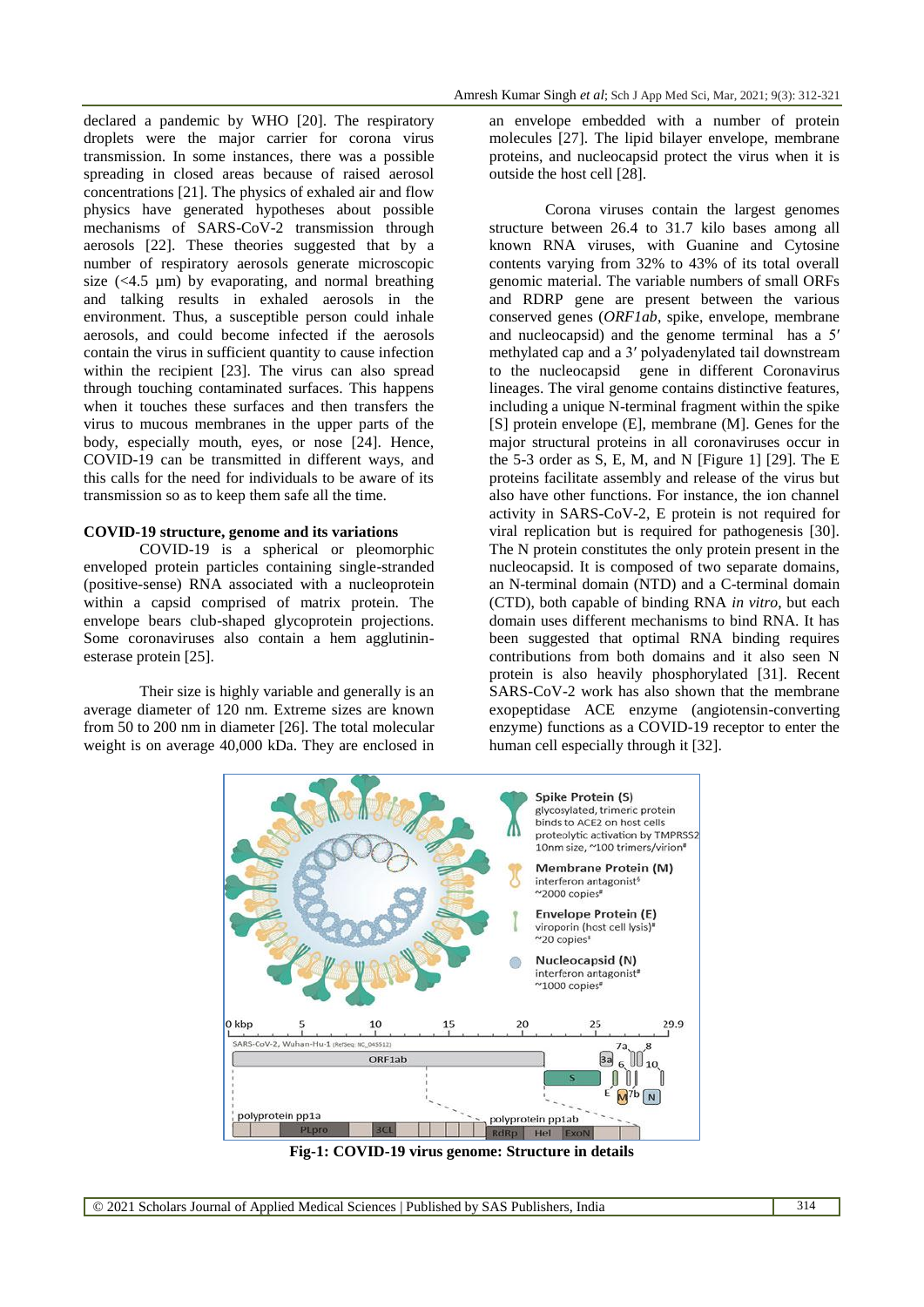declared a pandemic by WHO [20]. The respiratory droplets were the major carrier for corona virus transmission. In some instances, there was a possible spreading in closed areas because of raised aerosol concentrations [21]. The physics of exhaled air and flow physics have generated hypotheses about possible mechanisms of SARS-CoV-2 transmission through aerosols [22]. These suggested that by a number of respiratory aerosols generate microscopic size (<4.5 µm) by evaporating, and normal breathing and talking results in exhaled aerosols in the environment. Thus, a susceptible person could inhale aerosols, and could become infected if the aerosols contain the virus in sufficient quantity to cause infection within the recipient [23]. The virus can also spread through touching contaminated surfaces. This happens when it touches these surfaces and then transfers the virus to mucous membranes in the upper parts of the body, especially mouth, eyes, or nose [24]. Hence, COVID-19 can be transmitted in different ways, and this calls for the need for individuals to be aware of its transmission so as to keep them safe all the time.

**COVID-19 structure, genome and its variations**

COVID-19 is a spherical or pleomorphic enveloped protein particles containing single-stranded (positive-sense) RNA associated with a nucleoprotein within a capsid comprised of matrix protein. The envelope bears club-shaped glycoprotein projections. Some coronaviruses also contain a hem agglutinin-esterase protein [25].

Their size is highly variable and generally is an average diameter of 120 nm. Extreme sizes are known from 50 to 200 nm in diameter [26]. The total molecular weight is on average 40,000 kDa. They are enclosed in an envelope embedded with a number of protein molecules [27]. The lipid bilayer envelope, membrane proteins, and nucleocapsid protect the virus when it is outside the host cell [28].

Corona viruses contain the largest genomes structure between 26.4 to 31.7 kilo bases among all known RNA viruses, with Guanine and Cytosine contents varying from 32% to 43% of its total overall genomic material. The variable numbers of small ORFs and RDRP gene are present between the various conserved genes (*ORF1ab*, spike, envelope, membrane and nucleocapsid) and the genome terminal has a 5′ methylated cap and a 3′ polyadenylated tail downstream to the nucleocapsid gene in different Coronavirus lineages. The viral genome contains distinctive features, including a unique N-terminal fragment within the spike [S] protein envelope (E], membrane [M]. Genes for the major structural proteins in all coronaviruses occur in the 5-3 order as S, E, M, and N [Figure 1] [29]. The E proteins facilitate assembly and release of the virus but also have other functions. For instance, the ion channel activity in SARS-CoV-2, E protein is not required for viral replication but is required for pathogenesis [30]. The N protein constitutes the only protein present in the nucleocapsid. It is composed of two separate domains, an N-terminal domain (NTD) and a C-terminal domain (CTD), both capable of binding RNA *in vitro*, but each domain uses different mechanisms to bind RNA. It has been suggested that optimal RNA binding requires contributions from both domains and it also seen N protein is also heavily phosphorylated [31]. Recent SARS-CoV-2 work has also shown that the membrane exopeptidase ACE enzyme (angiotensin-converting enzyme) functions as a COVID-19 receptor to enter the human cell especially through it [32].

**Fig-1: COVID-19 virus genome: Structure in details**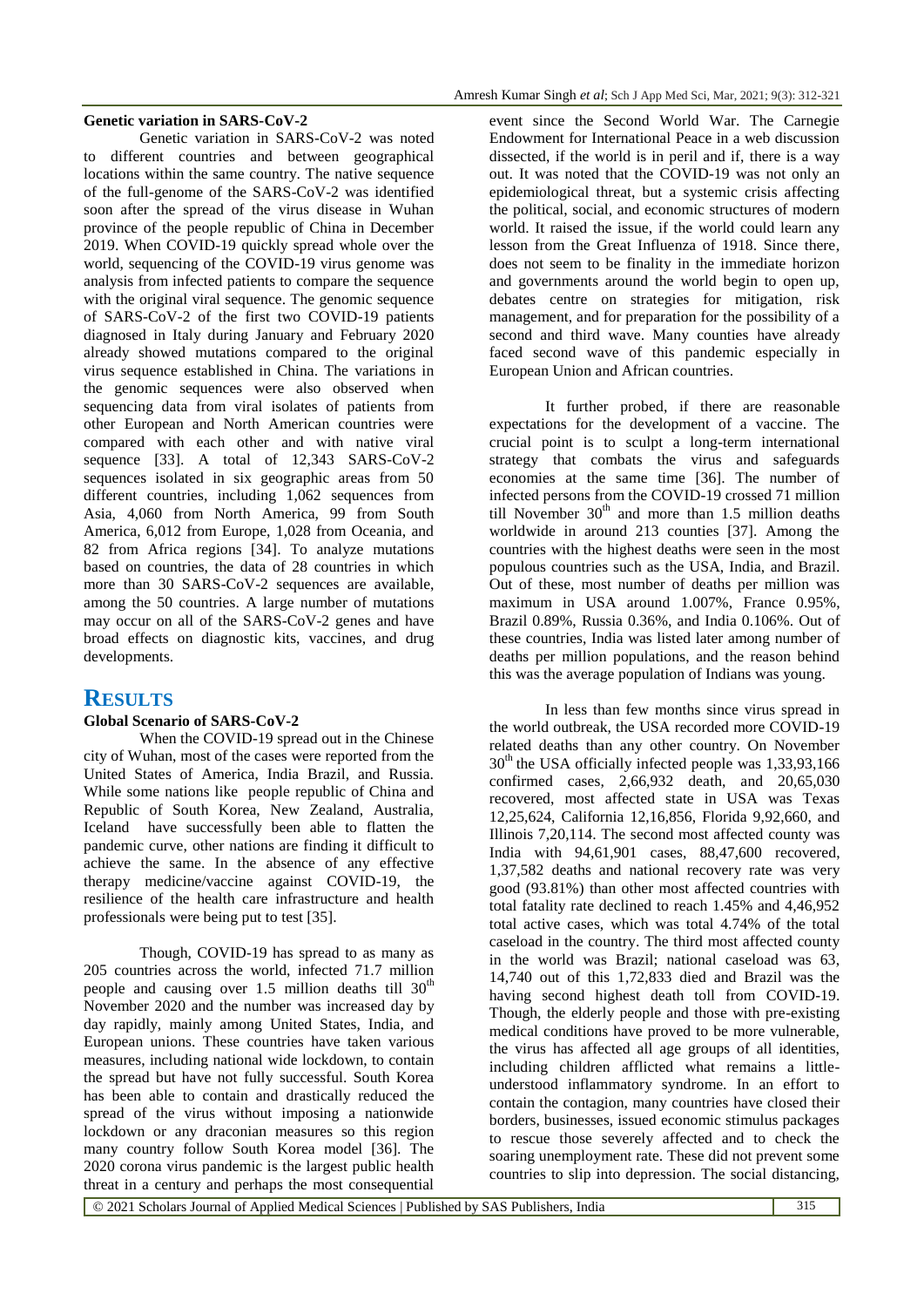**Genetic variation in SARS-CoV-2**

Genetic variation in SARS-CoV-2 was noted to different countries and between geographical locations within the same country. The native sequence of the full-genome of the SARS-CoV-2 was identified soon after the spread of the virus disease in Wuhan province of the people republic of China in December 2019. When COVID-19 quickly spread whole over the world, sequencing of the COVID-19 virus genome was analysis from infected patients to compare the sequence with the original viral sequence. The genomic sequence of SARS-CoV-2 of the first two COVID-19 patients diagnosed in Italy during January and February 2020 already showed mutations compared to the original virus sequence established in China. The variations in the genomic sequences were also observed when sequencing data from viral isolates of patients from other European and North American countries were compared with each other and with native viral sequence [33]. A total of 12,343 SARS-CoV-2 sequences isolated in six geographic areas from 50 different countries, including 1,062 sequences from Asia, 4,060 from North America, 99 from South America, 6,012 from Europe, 1,028 from Oceania, and 82 from Africa regions [34]. To analyze mutations based on countries, the data of 28 countries in which more than 30 SARS-CoV-2 sequences are available, among the 50 countries. A large number of mutations may occur on all of the SARS-CoV-2 genes and have broad effects on diagnostic kits, vaccines, and drug developments.

## RESULTS

**Global Scenario of SARS-CoV-2**

When the COVID-19 spread out in the Chinese city of Wuhan, most of the cases were reported from the United States of America, India Brazil, and Russia. While some nations like people republic of China and Republic of South Korea, New Zealand, Australia, Iceland have successfully been able to flatten the pandemic curve, other nations are finding it difficult to achieve the same. In the absence of any effective therapy medicine/vaccine against COVID-19, the resilience of the health care infrastructure and health professionals were being put to test [35].

Though, COVID-19 has spread to as many as 205 countries across the world, infected 71.7 million people and causing over 1.5 million deaths till 30th November 2020 and the number was increased day by day rapidly, mainly among United States, India, and European unions. These countries have taken various measures, including national wide lockdown, to contain the spread but have not fully successful. South Korea has been able to contain and drastically reduced the spread of the virus without imposing a nationwide lockdown or any draconian measures so this region many country follow South Korea model [36]. The 2020 corona virus pandemic is the largest public health threat in a century and perhaps the most consequential event since the Second World War. The Carnegie Endowment for International Peace in a web discussion dissected, if the world is in peril and if, there is a way out. It was noted that the COVID-19 was not only an epidemiological threat, but a systemic crisis affecting the political, social, and economic structures of modern world. It raised the issue, if the world could learn any lesson from the Great Influenza of 1918. Since there, does not seem to be finality in the immediate horizon and governments around the world begin to open up, debates centre on strategies for mitigation, risk management, and for preparation for the possibility of a second and third wave. Many counties have already faced second wave of this pandemic especially in European Union and African countries.

It further probed, if there are reasonable expectations for the development of a vaccine. The crucial point is to sculpt a long-term international strategy that combats the virus and safeguards economies at the same time [36]. The number of infected persons from the COVID-19 crossed 71 million till November 30th and more than 1.5 million deaths worldwide in around 213 counties [37]. Among the countries with the highest deaths were seen in the most populous countries such as the USA, India, and Brazil. Out of these, most number of deaths per million was maximum in USA around 1.007%, France 0.95%, Brazil 0.89%, Russia 0.36%, and India 0.106%. Out of these countries, India was listed later among number of deaths per million populations, and the reason behind this was the average population of Indians was young.

In less than few months since virus spread in the world outbreak, the USA recorded more COVID-19 related deaths than any other country. On November 30th the USA officially infected people was 1,33,93,166 confirmed cases, 2,66,932 death, and 20,65,030 recovered, most affected state in USA was Texas 12,25,624, California 12,16,856, Florida 9,92,660, and Illinois 7,20,114. The second most affected county was India with 94,61,901 cases, 88,47,600 recovered, 1,37,582 deaths and national recovery rate was very good (93.81%) than other most affected countries with total fatality rate declined to reach 1.45% and 4,46,952 total active cases, which was total 4.74% of the total caseload in the country. The third most affected county in the world was Brazil; national caseload was 63, 14,740 out of this 1,72,833 died and Brazil was the having second highest death toll from COVID-19. Though, the elderly people and those with pre-existing medical conditions have proved to be more vulnerable, the virus has affected all age groups of all identities, including children afflicted what remains a little-understood inflammatory syndrome. In an effort to contain the contagion, many countries have closed their borders, businesses, issued economic stimulus packages to rescue those severely affected and to check the soaring unemployment rate. These did not prevent some countries to slip into depression. The social distancing,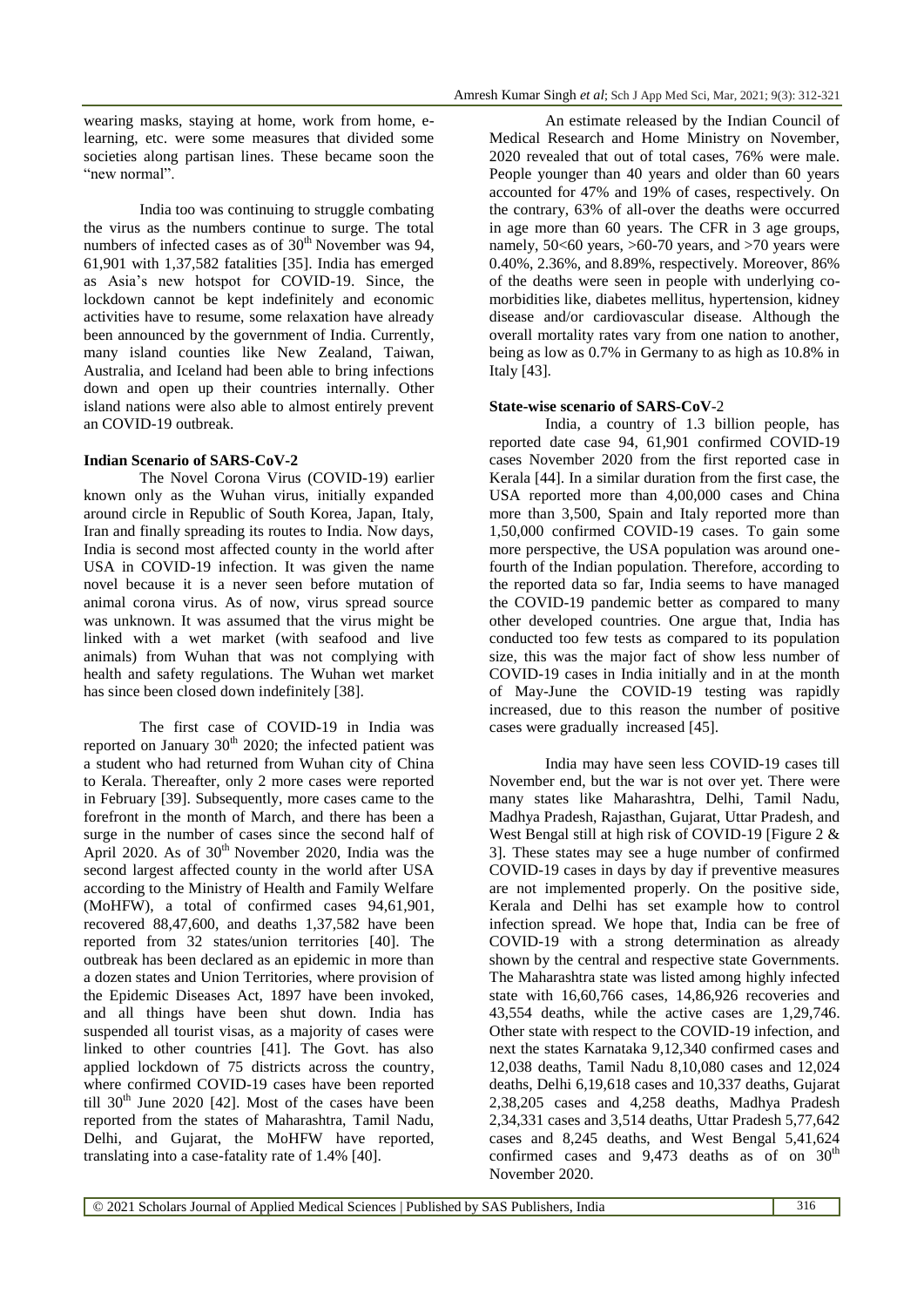wearing masks, staying at home, work from home, e-learning, etc. were some measures that divided some societies along partisan lines. These became soon the "new normal".

India too was continuing to struggle combating the virus as the numbers continue to surge. The total numbers of infected cases as of 30th November was 94, 61,901 with 1,37,582 fatalities [35]. India has emerged as Asia's new hotspot for COVID-19. Since, the lockdown cannot be kept indefinitely and economic activities have to resume, some relaxation have already been announced by the government of India. Currently, many island counties like New Zealand, Taiwan, Australia, and Iceland had been able to bring infections down and open up their countries internally. Other island nations were also able to almost entirely prevent an COVID-19 outbreak.

**Indian Scenario of SARS-CoV-2**

The Novel Corona Virus (COVID-19) earlier known only as the Wuhan virus, initially expanded around circle in Republic of South Korea, Japan, Italy, Iran and finally spreading its routes to India. Now days, India is second most affected county in the world after USA in COVID-19 infection. It was given the name novel because it is a never seen before mutation of animal corona virus. As of now, virus spread source was unknown. It was assumed that the virus might be linked with a wet market (with seafood and live animals) from Wuhan that was not complying with health and safety regulations. The Wuhan wet market has since been closed down indefinitely [38].

The first case of COVID-19 in India was reported on January 30th 2020; the infected patient was a student who had returned from Wuhan city of China to Kerala. Thereafter, only 2 more cases were reported in February [39]. Subsequently, more cases came to the forefront in the month of March, and there has been a surge in the number of cases since the second half of April 2020. As of 30th November 2020, India was the second largest affected county in the world after USA according to the Ministry of Health and Family Welfare (MoHFW), a total of confirmed cases 94,61,901, recovered 88,47,600, and deaths 1,37,582 have been reported from 32 states/union territories [40]. The outbreak has been declared as an epidemic in more than a dozen states and Union Territories, where provision of the Epidemic Diseases Act, 1897 have been invoked, and all things have been shut down. India has suspended all tourist visas, as a majority of cases were linked to other countries [41]. The Govt. has also applied lockdown of 75 districts across the country, where confirmed COVID-19 cases have been reported till 30th June 2020 [42]. Most of the cases have been reported from the states of Maharashtra, Tamil Nadu, Delhi, and Gujarat, the MoHFW have reported, translating into a case-fatality rate of 1.4% [40].

An estimate released by the Indian Council of Medical Research and Home Ministry on November, 2020 revealed that out of total cases, 76% were male. People younger than 40 years and older than 60 years accounted for 47% and 19% of cases, respectively. On the contrary, 63% of all-over the deaths were occurred in age more than 60 years. The CFR in 3 age groups, namely, 50<60 years, >60-70 years, and >70 years were 0.40%, 2.36%, and 8.89%, respectively. Moreover, 86% of the deaths were seen in people with underlying co-morbidities like, diabetes mellitus, hypertension, kidney disease and/or cardiovascular disease. Although the overall mortality rates vary from one nation to another, being as low as 0.7% in Germany to as high as 10.8% in Italy [43].

**State-wise scenario of SARS-CoV-2**

India, a country of 1.3 billion people, has reported date case 94, 61,901 confirmed COVID-19 cases November 2020 from the first reported case in Kerala [44]. In a similar duration from the first case, the USA reported more than 4,00,000 cases and China more than 3,500, Spain and Italy reported more than 1,50,000 confirmed COVID-19 cases. To gain some more perspective, the USA population was around one-fourth of the Indian population. Therefore, according to the reported data so far, India seems to have managed the COVID-19 pandemic better as compared to many other developed countries. One argue that, India has conducted too few tests as compared to its population size, this was the major fact of show less number of COVID-19 cases in India initially and in at the month of May-June the COVID-19 testing was rapidly increased, due to this reason the number of positive cases were gradually increased [45].

India may have seen less COVID-19 cases till November end, but the war is not over yet. There were many states like Maharashtra, Delhi, Tamil Nadu, Madhya Pradesh, Rajasthan, Gujarat, Uttar Pradesh, and West Bengal still at high risk of COVID-19 [Figure 2 & 3]. These states may see a huge number of confirmed COVID-19 cases in days by day if preventive measures are not implemented properly. On the positive side, Kerala and Delhi has set example how to control infection spread. We hope that, India can be free of COVID-19 with a strong determination as already shown by the central and respective state Governments. The Maharashtra state was listed among highly infected state with 16,60,766 cases, 14,86,926 recoveries and 43,554 deaths, while the active cases are 1,29,746. Other state with respect to the COVID-19 infection, and next the states Karnataka 9,12,340 confirmed cases and 12,038 deaths, Tamil Nadu 8,10,080 cases and 12,024 deaths, Delhi 6,19,618 cases and 10,337 deaths, Gujarat 2,38,205 cases and 4,258 deaths, Madhya Pradesh 2,34,331 cases and 3,514 deaths, Uttar Pradesh 5,77,642 cases and 8,245 deaths, and West Bengal 5,41,624 confirmed cases and 9,473 deaths as of on 30th November 2020.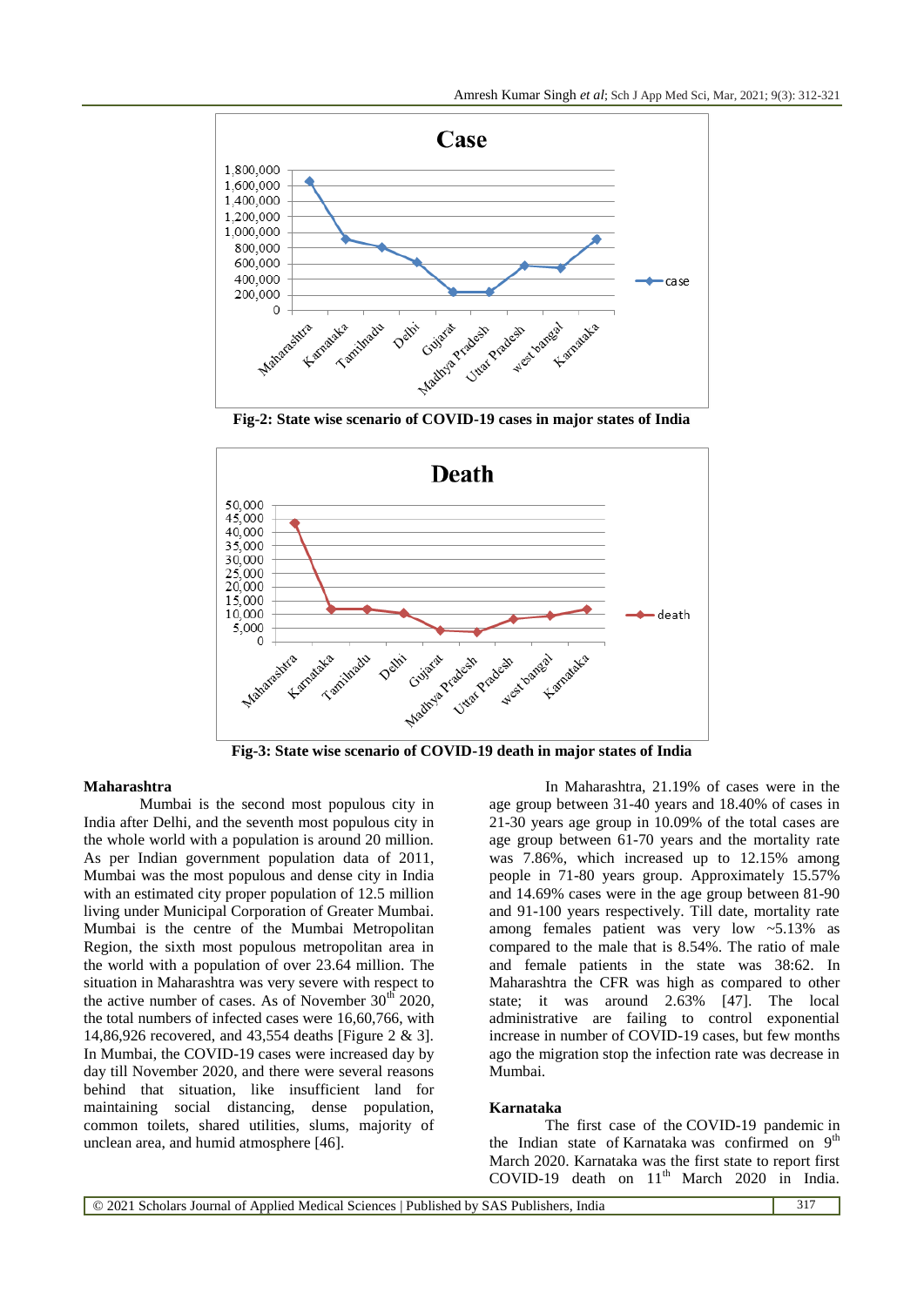Fig-2: State wise scenario of COVID-19 cases in major states of India

Fig-3: State wise scenario of COVID-19 death in major states of India

### Maharashtra

Mumbai is the second most populous city in India after Delhi, and the seventh most populous city in the whole world with a population is around 20 million. As per Indian government population data of 2011, Mumbai was the most populous and dense city in India with an estimated city proper population of 12.5 million living under Municipal Corporation of Greater Mumbai. Mumbai is the centre of the Mumbai Metropolitan Region, the sixth most populous metropolitan area in the world with a population of over 23.64 million. The situation in Maharashtra was very severe with respect to the active number of cases. As of November 30th 2020, the total numbers of infected cases were 16,60,766, with 14,86,926 recovered, and 43,554 deaths [Figure 2 & 3]. In Mumbai, the COVID-19 cases were increased day by day till November 2020, and there were several reasons behind that situation, like insufficient land for maintaining social distancing, dense population, common toilets, shared utilities, slums, majority of unclean area, and humid atmosphere [46].

In Maharashtra, 21.19% of cases were in the age group between 31-40 years and 18.40% of cases in 21-30 years age group in 10.09% of the total cases are age group between 61-70 years and the mortality rate was 7.86%, which increased up to 12.15% among people in 71-80 years group. Approximately 15.57% and 14.69% cases were in the age group between 81-90 and 91-100 years respectively. Till date, mortality rate among females patient was very low ~5.13% as compared to the male that is 8.54%. The ratio of male and female patients in the state was 38:62. In Maharashtra the CFR was high as compared to other state; it was around 2.63% [47]. The local administrative are failing to control exponential increase in number of COVID-19 cases, but few months ago the migration stop the infection rate was decrease in Mumbai.

### Karnataka

The first case of the COVID-19 pandemic in the Indian state of Karnataka was confirmed on 9th March 2020. Karnataka was the first state to report first COVID-19 death on 11th March 2020 in India.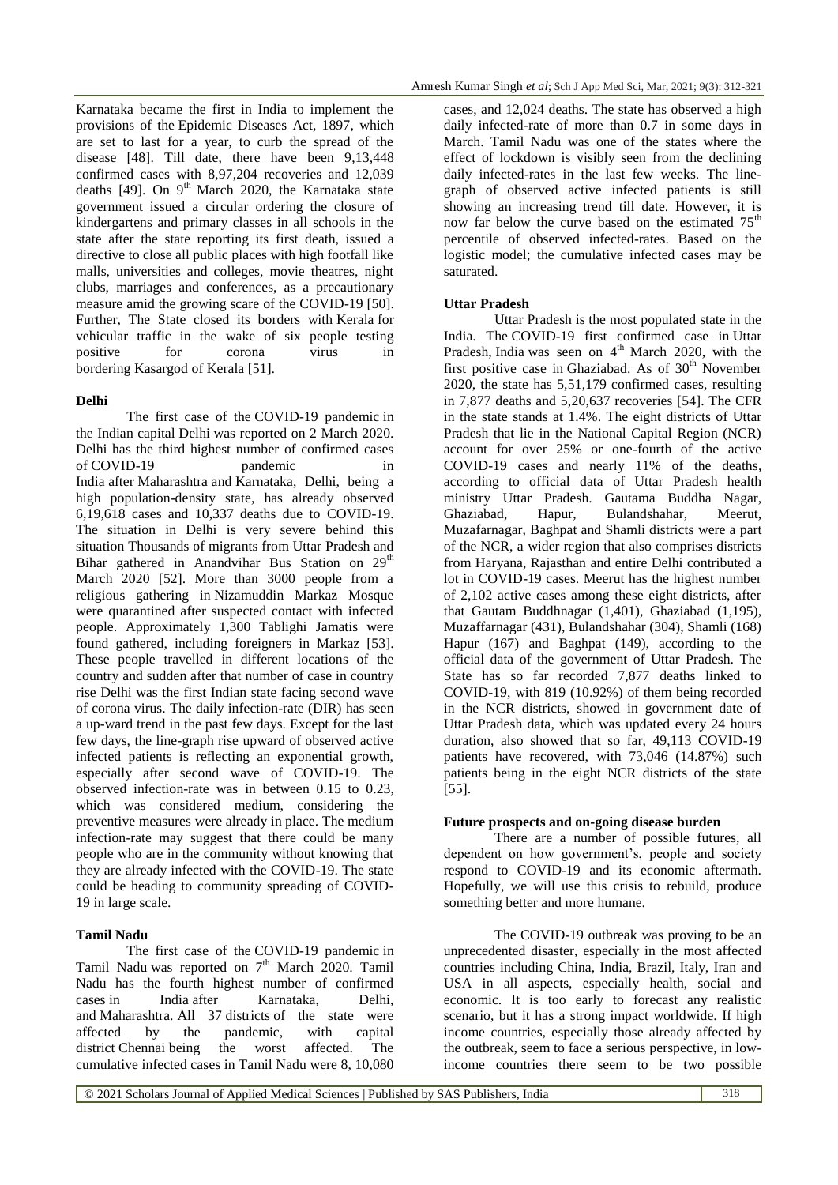Karnataka became the first in India to implement the provisions of the Epidemic Diseases Act, 1897, which are set to last for a year, to curb the spread of the disease [48]. Till date, there have been 9,13,448 confirmed cases with 8,97,204 recoveries and 12,039 deaths [49]. On 9th March 2020, the Karnataka state government issued a circular ordering the closure of kindergartens and primary classes in all schools in the state after the state reporting its first death, issued a directive to close all public places with high footfall like malls, universities and colleges, movie theatres, night clubs, marriages and conferences, as a precautionary measure amid the growing scare of the COVID-19 [50]. Further, The State closed its borders with Kerala for vehicular traffic in the wake of six people testing positive for corona virus in bordering Kasargod of Kerala [51].

**Delhi**

The first case of the COVID-19 pandemic in the Indian capital Delhi was reported on 2 March 2020. Delhi has the third highest number of confirmed cases of COVID-19 pandemic in India after Maharashtra and Karnataka, Delhi, being a high population-density state, has already observed 6,19,618 cases and 10,337 deaths due to COVID-19. The situation in Delhi is very severe behind this situation Thousands of migrants from Uttar Pradesh and Bihar gathered in Anandvihar Bus Station on 29th March 2020 [52]. More than 3000 people from a religious gathering in Nizamuddin Markaz Mosque were quarantined after suspected contact with infected people. Approximately 1,300 Tablighi Jamatis were found gathered, including foreigners in Markaz [53]. These people travelled in different locations of the country and sudden after that number of case in country rise Delhi was the first Indian state facing second wave of corona virus. The daily infection-rate (DIR) has seen a up-ward trend in the past few days. Except for the last few days, the line-graph rise upward of observed active infected patients is reflecting an exponential growth, especially after second wave of COVID-19. The observed infection-rate was in between 0.15 to 0.23, which was considered medium, considering the preventive measures were already in place. The medium infection-rate may suggest that there could be many people who are in the community without knowing that they are already infected with the COVID-19. The state could be heading to community spreading of COVID-19 in large scale.

**Tamil Nadu**

The first case of the COVID-19 pandemic in Tamil Nadu was reported on 7th March 2020. Tamil Nadu has the fourth highest number of confirmed cases in India after Karnataka, Delhi, and Maharashtra. All 37 districts of the state were affected by the pandemic, with capital district Chennai being the worst affected. The cumulative infected cases in Tamil Nadu were 8, 10,080 cases, and 12,024 deaths. The state has observed a high daily infected-rate of more than 0.7 in some days in March. Tamil Nadu was one of the states where the effect of lockdown is visibly seen from the declining daily infected-rates in the last few weeks. The line-graph of observed active infected patients is still showing an increasing trend till date. However, it is now far below the curve based on the estimated 75th percentile of observed infected-rates. Based on the logistic model; the cumulative infected cases may be saturated.

**Uttar Pradesh**

Uttar Pradesh is the most populated state in the India. The COVID-19 first confirmed case in Uttar Pradesh, India was seen on 4th March 2020, with the first positive case in Ghaziabad. As of 30th November 2020, the state has 5,51,179 confirmed cases, resulting in 7,877 deaths and 5,20,637 recoveries [54]. The CFR in the state stands at 1.4%. The eight districts of Uttar Pradesh that lie in the National Capital Region (NCR) account for over 25% or one-fourth of the active COVID-19 cases and nearly 11% of the deaths, according to official data of Uttar Pradesh health ministry Uttar Pradesh. Gautama Buddha Nagar, Ghaziabad, Hapur, Bulandshahar, Meerut, Muzafarnagar, Baghpat and Shamli districts were a part of the NCR, a wider region that also comprises districts from Haryana, Rajasthan and entire Delhi contributed a lot in COVID-19 cases. Meerut has the highest number of 2,102 active cases among these eight districts, after that Gautam Buddhnagar (1,401), Ghaziabad (1,195), Muzaffarnagar (431), Bulandshahar (304), Shamli (168) Hapur (167) and Baghpat (149), according to the official data of the government of Uttar Pradesh. The State has so far recorded 7,877 deaths linked to COVID-19, with 819 (10.92%) of them being recorded in the NCR districts, showed in government date of Uttar Pradesh data, which was updated every 24 hours duration, also showed that so far, 49,113 COVID-19 patients have recovered, with 73,046 (14.87%) such patients being in the eight NCR districts of the state [55].

**Future prospects and on-going disease burden**

There are a number of possible futures, all dependent on how government's, people and society respond to COVID-19 and its economic aftermath. Hopefully, we will use this crisis to rebuild, produce something better and more humane.

The COVID-19 outbreak was proving to be an unprecedented disaster, especially in the most affected countries including China, India, Brazil, Italy, Iran and USA in all aspects, especially health, social and economic. It is too early to forecast any realistic scenario, but it has a strong impact worldwide. If high income countries, especially those already affected by the outbreak, seem to face a serious perspective, in low-income countries there seem to be two possible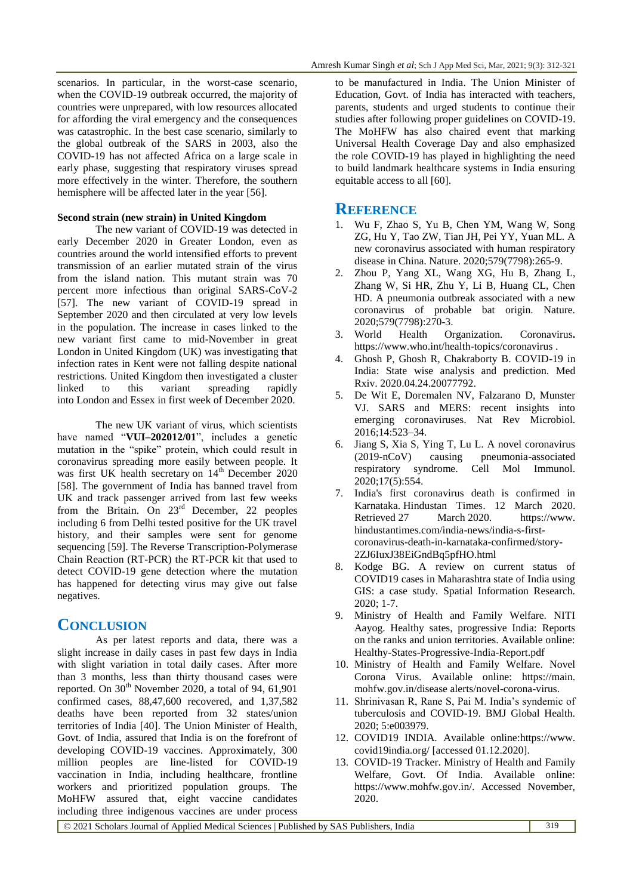scenarios. In particular, in the worst-case scenario, when the COVID-19 outbreak occurred, the majority of countries were unprepared, with low resources allocated for affording the viral emergency and the consequences was catastrophic. In the best case scenario, similarly to the global outbreak of the SARS in 2003, also the COVID-19 has not affected Africa on a large scale in early phase, suggesting that respiratory viruses spread more effectively in the winter. Therefore, the southern hemisphere will be affected later in the year [56].

**Second strain (new strain) in United Kingdom**

The new variant of COVID-19 was detected in early December 2020 in Greater London, even as countries around the world intensified efforts to prevent transmission of an earlier mutated strain of the virus from the island nation. This mutant strain was 70 percent more infectious than original SARS-CoV-2 [57]. The new variant of COVID-19 spread in September 2020 and then circulated at very low levels in the population. The increase in cases linked to the new variant first came to mid-November in great London in United Kingdom (UK) was investigating that infection rates in Kent were not falling despite national restrictions. United Kingdom then investigated a cluster linked to this variant spreading rapidly into London and Essex in first week of December 2020.

The new UK variant of virus, which scientists have named "**VUI–202012/01**", includes a genetic mutation in the "spike" protein, which could result in coronavirus spreading more easily between people. It was first UK health secretary on 14th December 2020 [58]. The government of India has banned travel from UK and track passenger arrived from last few weeks from the Britain. On 23rd December, 22 peoples including 6 from Delhi tested positive for the UK travel history, and their samples were sent for genome sequencing [59]. The Reverse Transcription-Polymerase Chain Reaction (RT-PCR) the RT-PCR kit that used to detect COVID-19 gene detection where the mutation has happened for detecting virus may give out false negatives.

## CONCLUSION

As per latest reports and data, there was a slight increase in daily cases in past few days in India with slight variation in total daily cases. After more than 3 months, less than thirty thousand cases were reported. On 30th November 2020, a total of 94, 61,901 confirmed cases, 88,47,600 recovered, and 1,37,582 deaths have been reported from 32 states/union territories of India [40]. The Union Minister of Health, Govt. of India, assured that India is on the forefront of developing COVID-19 vaccines. Approximately, 300 million peoples are line-listed for COVID-19 vaccination in India, including healthcare, frontline workers and prioritized population groups. The MoHFW assured that, eight vaccine candidates including three indigenous vaccines are under process to be manufactured in India. The Union Minister of Education, Govt. of India has interacted with teachers, parents, students and urged students to continue their studies after following proper guidelines on COVID-19. The MoHFW has also chaired event that marking Universal Health Coverage Day and also emphasized the role COVID-19 has played in highlighting the need to build landmark healthcare systems in India ensuring equitable access to all [60].

## REFERENCE

1. Wu F, Zhao S, Yu B, Chen YM, Wang W, Song ZG, Hu Y, Tao ZW, Tian JH, Pei YY, Yuan ML. A new coronavirus associated with human respiratory disease in China. Nature. 2020;579(7798):265-9.
2. Zhou P, Yang XL, Wang XG, Hu B, Zhang L, Zhang W, Si HR, Zhu Y, Li B, Huang CL, Chen HD. A pneumonia outbreak associated with a new coronavirus of probable bat origin. Nature. 2020;579(7798):270-3.
3. World Health Organization. Coronavirus**.** https://www.who.int/health-topics/coronavirus .
4. Ghosh P, Ghosh R, Chakraborty B. COVID-19 in India: State wise analysis and prediction. Med Rxiv. 2020.04.24.20077792.
5. De Wit E, Doremalen NV, Falzarano D, Munster VJ. SARS and MERS: recent insights into emerging coronaviruses. Nat Rev Microbiol. 2016;14:523–34.
6. Jiang S, Xia S, Ying T, Lu L. A novel coronavirus (2019-nCoV) causing pneumonia-associated respiratory syndrome. Cell Mol Immunol. 2020;17(5):554.
7. India's first coronavirus death is confirmed in Karnataka. Hindustan Times. 12 March 2020. Retrieved 27 March 2020. https://www.hindustantimes.com/india-news/india-s-first-coronavirus-death-in-karnataka-confirmed/story-2ZJ6IuxJ38EiGndBq5pfHO.html
8. Kodge BG. A review on current status of COVID19 cases in Maharashtra state of India using GIS: a case study. Spatial Information Research. 2020; 1-7.
9. Ministry of Health and Family Welfare. NITI Aayog. Healthy sates, progressive India: Reports on the ranks and union territories. Available online: Healthy-States-Progressive-India-Report.pdf
10. Ministry of Health and Family Welfare. Novel Corona Virus. Available online: https://main.mohfw.gov.in/disease alerts/novel-corona-virus.
11. Shrinivasan R, Rane S, Pai M. India's syndemic of tuberculosis and COVID-19. BMJ Global Health. 2020; 5:e003979.
12. COVID19 INDIA. Available online:https://www.covid19india.org/ [accessed 01.12.2020].
13. COVID-19 Tracker. Ministry of Health and Family Welfare, Govt. Of India. Available online: https://www.mohfw.gov.in/. Accessed November, 2020.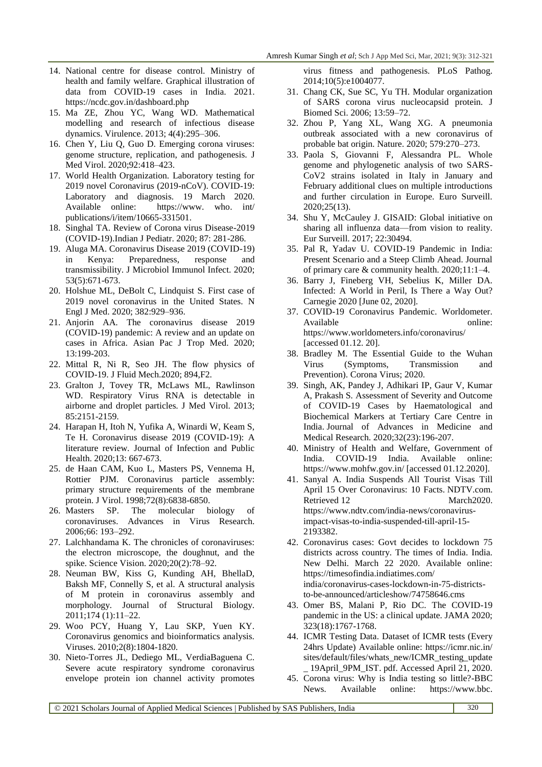14. National centre for disease control. Ministry of health and family welfare. Graphical illustration of data from COVID-19 cases in India. 2021. https://ncdc.gov.in/dashboard.php
15. Ma ZE, Zhou YC, Wang WD. Mathematical modelling and research of infectious disease dynamics. Virulence. 2013; 4(4):295–306.
16. Chen Y, Liu Q, Guo D. Emerging corona viruses: genome structure, replication, and pathogenesis. J Med Virol. 2020;92:418–423.
17. World Health Organization. Laboratory testing for 2019 novel Coronavirus (2019-nCoV). COVID-19: Laboratory and diagnosis. 19 March 2020. Available online: https://www. who. int/ publications/i/item/10665-331501.
18. Singhal TA. Review of Corona virus Disease-2019 (COVID-19).Indian J Pediatr. 2020; 87: 281-286.
19. Aluga MA. Coronavirus Disease 2019 (COVID-19) in Kenya: Preparedness, response and transmissibility. J Microbiol Immunol Infect. 2020; 53(5):671-673.
20. Holshue ML, DeBolt C, Lindquist S. First case of 2019 novel coronavirus in the United States. N Engl J Med. 2020; 382:929–936.
21. Anjorin AA. The coronavirus disease 2019 (COVID-19) pandemic: A review and an update on cases in Africa. Asian Pac J Trop Med. 2020; 13:199-203.
22. Mittal R, Ni R, Seo JH. The flow physics of COVID-19. J Fluid Mech.2020; 894,F2.
23. Gralton J, Tovey TR, McLaws ML, Rawlinson WD. Respiratory Virus RNA is detectable in airborne and droplet particles. J Med Virol. 2013; 85:2151-2159.
24. Harapan H, Itoh N, Yufika A, Winardi W, Keam S, Te H. Coronavirus disease 2019 (COVID-19): A literature review. Journal of Infection and Public Health. 2020;13: 667-673.
25. de Haan CAM, Kuo L, Masters PS, Vennema H, Rottier PJM. Coronavirus particle assembly: primary structure requirements of the membrane protein. J Virol. 1998;72(8):6838-6850.
26. Masters SP. The molecular biology of coronaviruses. Advances in Virus Research. 2006;66: 193–292.
27. Lalchhandama K. The chronicles of coronaviruses: the electron microscope, the doughnut, and the spike. Science Vision. 2020;20(2):78–92.
28. Neuman BW, Kiss G, Kunding AH, BhellaD, Baksh MF, Connelly S, et al. A structural analysis of M protein in coronavirus assembly and morphology. Journal of Structural Biology. 2011;174 (1):11–22.
29. Woo PCY, Huang Y, Lau SKP, Yuen KY. Coronavirus genomics and bioinformatics analysis. Viruses. 2010;2(8):1804-1820.
30. Nieto-Torres JL, Dediego ML, VerdiaBaguena C. Severe acute respiratory syndrome coronavirus envelope protein ion channel activity promotes virus fitness and pathogenesis. PLoS Pathog. 2014;10(5):e1004077.
31. Chang CK, Sue SC, Yu TH. Modular organization of SARS corona virus nucleocapsid protein. J Biomed Sci. 2006; 13:59–72.
32. Zhou P, Yang XL, Wang XG. A pneumonia outbreak associated with a new coronavirus of probable bat origin. Nature. 2020; 579:270–273.
33. Paola S, Giovanni F, Alessandra PL. Whole genome and phylogenetic analysis of two SARS-CoV2 strains isolated in Italy in January and February additional clues on multiple introductions and further circulation in Europe. Euro Surveill. 2020;25(13).
34. Shu Y, McCauley J. GISAID: Global initiative on sharing all influenza data—from vision to reality. Eur Surveill. 2017; 22:30494.
35. Pal R, Yadav U. COVID-19 Pandemic in India: Present Scenario and a Steep Climb Ahead. Journal of primary care & community health. 2020;11:1–4.
36. Barry J, Fineberg VH, Sebelius K, Miller DA. Infected: A World in Peril, Is There a Way Out? Carnegie 2020 [June 02, 2020].
37. COVID-19 Coronavirus Pandemic. Worldometer. Available online: https://www.worldometers.info/coronavirus/ [accessed 01.12. 20].
38. Bradley M. The Essential Guide to the Wuhan Virus (Symptoms, Transmission and Prevention). Corona Virus; 2020.
39. Singh, AK, Pandey J, Adhikari IP, Gaur V, Kumar A, Prakash S. Assessment of Severity and Outcome of COVID-19 Cases by Haematological and Biochemical Markers at Tertiary Care Centre in India. Journal of Advances in Medicine and Medical Research. 2020;32(23):196-207.
40. Ministry of Health and Welfare, Government of India. COVID-19 India. Available online: https://www.mohfw.gov.in/ [accessed 01.12.2020].
41. Sanyal A. India Suspends All Tourist Visas Till April 15 Over Coronavirus: 10 Facts. NDTV.com. Retrieved 12 March2020. https://www.ndtv.com/india-news/coronavirus-impact-visas-to-india-suspended-till-april-15-2193382.
42. Coronavirus cases: Govt decides to lockdown 75 districts across country. The times of India. India. New Delhi. March 22 2020. Available online: https://timesofindia.indiatimes.com/ india/coronavirus-cases-lockdown-in-75-districts-to-be-announced/articleshow/74758646.cms
43. Omer BS, Malani P, Rio DC. The COVID-19 pandemic in the US: a clinical update. JAMA 2020; 323(18):1767-1768.
44. ICMR Testing Data. Dataset of ICMR tests (Every 24hrs Update) Available online: https://icmr.nic.in/ sites/default/files/whats_new/ICMR_testing_update _ 19April_9PM_IST. pdf. Accessed April 21, 2020.
45. Corona virus: Why is India testing so little?-BBC News. Available online: https://www.bbc.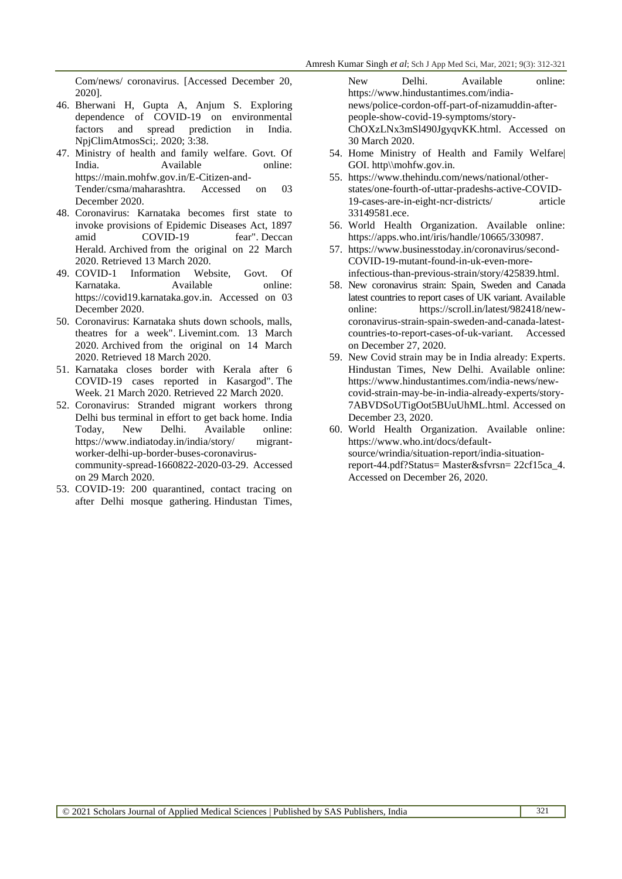Com/news/ coronavirus. [Accessed December 20, 2020].

46. Bherwani H, Gupta A, Anjum S. Exploring dependence of COVID-19 on environmental factors and spread prediction in India. NpjClimAtmosSci;. 2020; 3:38.
47. Ministry of health and family welfare. Govt. Of India. Available online: https://main.mohfw.gov.in/E-Citizen-and-Tender/csma/maharashtra. Accessed on 03 December 2020.
48. Coronavirus: Karnataka becomes first state to invoke provisions of Epidemic Diseases Act, 1897 amid COVID-19 fear". Deccan Herald. Archived from the original on 22 March 2020. Retrieved 13 March 2020.
49. COVID-1 Information Website, Govt. Of Karnataka. Available online: https://covid19.karnataka.gov.in. Accessed on 03 December 2020.
50. Coronavirus: Karnataka shuts down schools, malls, theatres for a week". Livemint.com. 13 March 2020. Archived from the original on 14 March 2020. Retrieved 18 March 2020.
51. Karnataka closes border with Kerala after 6 COVID-19 cases reported in Kasargod". The Week. 21 March 2020. Retrieved 22 March 2020.
52. Coronavirus: Stranded migrant workers throng Delhi bus terminal in effort to get back home. India Today, New Delhi. Available online: https://www.indiatoday.in/india/story/ migrant-worker-delhi-up-border-buses-coronavirus-community-spread-1660822-2020-03-29. Accessed on 29 March 2020.
53. COVID-19: 200 quarantined, contact tracing on after Delhi mosque gathering. Hindustan Times, New Delhi. Available online: https://www.hindustantimes.com/india-news/police-cordon-off-part-of-nizamuddin-after-people-show-covid-19-symptoms/story-ChOXzLNx3mSl490JgyqvKK.html. Accessed on 30 March 2020.
54. Home Ministry of Health and Family Welfare| GOI. http\\mohfw.gov.in.
55. https://www.thehindu.com/news/national/other-states/one-fourth-of-uttar-pradeshs-active-COVID-19-cases-are-in-eight-ncr-districts/ article 33149581.ece.
56. World Health Organization. Available online: https://apps.who.int/iris/handle/10665/330987.
57. https://www.businesstoday.in/coronavirus/second-COVID-19-mutant-found-in-uk-even-more-infectious-than-previous-strain/story/425839.html.
58. New coronavirus strain: Spain, Sweden and Canada latest countries to report cases of UK variant. Available online: https://scroll.in/latest/982418/new-coronavirus-strain-spain-sweden-and-canada-latest-countries-to-report-cases-of-uk-variant. Accessed on December 27, 2020.
59. New Covid strain may be in India already: Experts. Hindustan Times, New Delhi. Available online: https://www.hindustantimes.com/india-news/new-covid-strain-may-be-in-india-already-experts/story-7ABVDSoUTigOot5BUuUhML.html. Accessed on December 23, 2020.
60. World Health Organization. Available online: https://www.who.int/docs/default-source/wrindia/situation-report/india-situation-report-44.pdf?Status= Master&sfvrsn= 22cf15ca_4. Accessed on December 26, 2020.